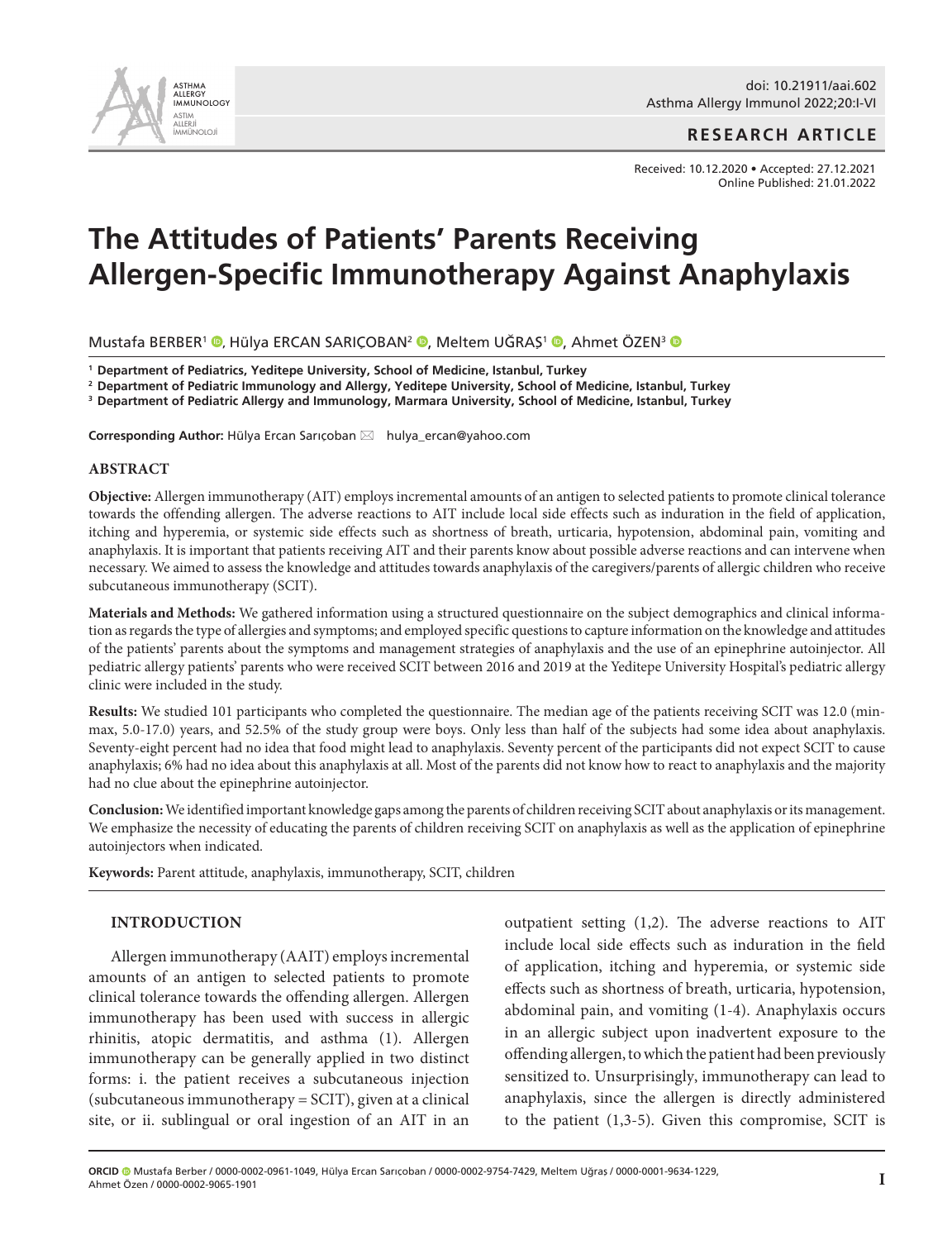doi: 10.21911/aai.602

**RESEARCH ARTICLE**

Received: 10.12.2020 • Accepted: 27.12.2021
Online Published: 21.01.2022

# The Attitudes of Patients' Parents Receiving Allergen-Specific Immunotherapy Against Anaphylaxis

Mustafa BERBER[1], Hülya ERCAN SARIÇOBAN[2], Meltem UĞRAŞ[1], Ahmet ÖZEN[3]

[1] **Department of Pediatrics, Yeditepe University, School of Medicine, Istanbul, Turkey**
[2] **Department of Pediatric Immunology and Allergy, Yeditepe University, School of Medicine, Istanbul, Turkey**
[3] **Department of Pediatric Allergy and Immunology, Marmara University, School of Medicine, Istanbul, Turkey**

**Corresponding Author:** Hülya Ercan Sarıçoban ✉ hulya_ercan@yahoo.com

## ABSTRACT

**Objective:** Allergen immunotherapy (AIT) employs incremental amounts of an antigen to selected patients to promote clinical tolerance towards the offending allergen. The adverse reactions to AIT include local side effects such as induration in the field of application, itching and hyperemia, or systemic side effects such as shortness of breath, urticaria, hypotension, abdominal pain, vomiting and anaphylaxis. It is important that patients receiving AIT and their parents know about possible adverse reactions and can intervene when necessary. We aimed to assess the knowledge and attitudes towards anaphylaxis of the caregivers/parents of allergic children who receive subcutaneous immunotherapy (SCIT).

**Materials and Methods:** We gathered information using a structured questionnaire on the subject demographics and clinical information as regards the type of allergies and symptoms; and employed specific questions to capture information on the knowledge and attitudes of the patients' parents about the symptoms and management strategies of anaphylaxis and the use of an epinephrine autoinjector. All pediatric allergy patients' parents who were received SCIT between 2016 and 2019 at the Yeditepe University Hospital's pediatric allergy clinic were included in the study.

**Results:** We studied 101 participants who completed the questionnaire. The median age of the patients receiving SCIT was 12.0 (min-max, 5.0-17.0) years, and 52.5% of the study group were boys. Only less than half of the subjects had some idea about anaphylaxis. Seventy-eight percent had no idea that food might lead to anaphylaxis. Seventy percent of the participants did not expect SCIT to cause anaphylaxis; 6% had no idea about this anaphylaxis at all. Most of the parents did not know how to react to anaphylaxis and the majority had no clue about the epinephrine autoinjector.

**Conclusion:** We identified important knowledge gaps among the parents of children receiving SCIT about anaphylaxis or its management. We emphasize the necessity of educating the parents of children receiving SCIT on anaphylaxis as well as the application of epinephrine autoinjectors when indicated.

**Keywords:** Parent attitude, anaphylaxis, immunotherapy, SCIT, children

## INTRODUCTION

Allergen immunotherapy (AAIT) employs incremental amounts of an antigen to selected patients to promote clinical tolerance towards the offending allergen. Allergen immunotherapy has been used with success in allergic rhinitis, atopic dermatitis, and asthma (1). Allergen immunotherapy can be generally applied in two distinct forms: i. the patient receives a subcutaneous injection (subcutaneous immunotherapy = SCIT), given at a clinical site, or ii. sublingual or oral ingestion of an AIT in an outpatient setting (1,2). The adverse reactions to AIT include local side effects such as induration in the field of application, itching and hyperemia, or systemic side effects such as shortness of breath, urticaria, hypotension, abdominal pain, and vomiting (1-4). Anaphylaxis occurs in an allergic subject upon inadvertent exposure to the offending allergen, to which the patient had been previously sensitized to. Unsurprisingly, immunotherapy can lead to anaphylaxis, since the allergen is directly administered to the patient (1,3-5). Given this compromise, SCIT is

**ORCID** Mustafa Berber / 0000-0002-0961-1049, Hülya Ercan Sarıçoban / 0000-0002-9754-7429, Meltem Uğraş / 0000-0001-9634-1229, Ahmet Özen / 0000-0002-9065-1901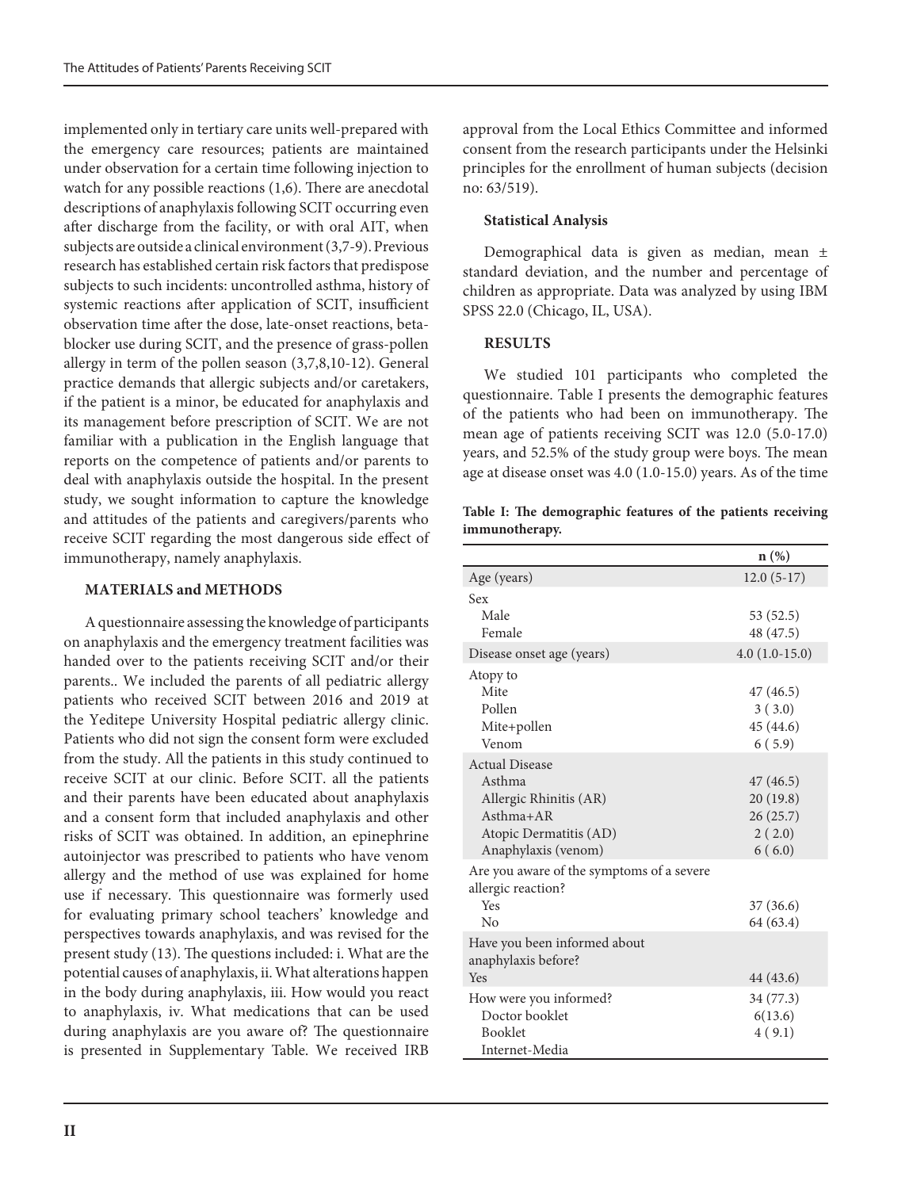implemented only in tertiary care units well-prepared with the emergency care resources; patients are maintained under observation for a certain time following injection to watch for any possible reactions (1,6). There are anecdotal descriptions of anaphylaxis following SCIT occurring even after discharge from the facility, or with oral AIT, when subjects are outside a clinical environment (3,7-9). Previous research has established certain risk factors that predispose subjects to such incidents: uncontrolled asthma, history of systemic reactions after application of SCIT, insufficient observation time after the dose, late-onset reactions, beta-blocker use during SCIT, and the presence of grass-pollen allergy in term of the pollen season (3,7,8,10-12). General practice demands that allergic subjects and/or caretakers, if the patient is a minor, be educated for anaphylaxis and its management before prescription of SCIT. We are not familiar with a publication in the English language that reports on the competence of patients and/or parents to deal with anaphylaxis outside the hospital. In the present study, we sought information to capture the knowledge and attitudes of the patients and caregivers/parents who receive SCIT regarding the most dangerous side effect of immunotherapy, namely anaphylaxis.

## MATERIALS and METHODS

A questionnaire assessing the knowledge of participants on anaphylaxis and the emergency treatment facilities was handed over to the patients receiving SCIT and/or their parents.. We included the parents of all pediatric allergy patients who received SCIT between 2016 and 2019 at the Yeditepe University Hospital pediatric allergy clinic. Patients who did not sign the consent form were excluded from the study. All the patients in this study continued to receive SCIT at our clinic. Before SCIT. all the patients and their parents have been educated about anaphylaxis and a consent form that included anaphylaxis and other risks of SCIT was obtained. In addition, an epinephrine autoinjector was prescribed to patients who have venom allergy and the method of use was explained for home use if necessary. This questionnaire was formerly used for evaluating primary school teachers' knowledge and perspectives towards anaphylaxis, and was revised for the present study (13). The questions included: i. What are the potential causes of anaphylaxis, ii. What alterations happen in the body during anaphylaxis, iii. How would you react to anaphylaxis, iv. What medications that can be used during anaphylaxis are you aware of? The questionnaire is presented in Supplementary Table. We received IRB approval from the Local Ethics Committee and informed consent from the research participants under the Helsinki principles for the enrollment of human subjects (decision no: 63/519).

### Statistical Analysis

Demographical data is given as median, mean ± standard deviation, and the number and percentage of children as appropriate. Data was analyzed by using IBM SPSS 22.0 (Chicago, IL, USA).

## RESULTS

We studied 101 participants who completed the questionnaire. Table I presents the demographic features of the patients who had been on immunotherapy. The mean age of patients receiving SCIT was 12.0 (5.0-17.0) years, and 52.5% of the study group were boys. The mean age at disease onset was 4.0 (1.0-15.0) years. As of the time

**Table I: The demographic features of the patients receiving immunotherapy.**

| | n (%) |
|---|---|
| Age (years) | 12.0 (5-17) |
| Sex | |
| Male | 53 (52.5) |
| Female | 48 (47.5) |
| Disease onset age (years) | 4.0 (1.0-15.0) |
| Atopy to | |
| Mite | 47 (46.5) |
| Pollen | 3 ( 3.0) |
| Mite+pollen | 45 (44.6) |
| Venom | 6 ( 5.9) |
| Actual Disease | |
| Asthma | 47 (46.5) |
| Allergic Rhinitis (AR) | 20 (19.8) |
| Asthma+AR | 26 (25.7) |
| Atopic Dermatitis (AD) | 2 ( 2.0) |
| Anaphylaxis (venom) | 6 ( 6.0) |
| Are you aware of the symptoms of a severe allergic reaction? | |
| Yes | 37 (36.6) |
| No | 64 (63.4) |
| Have you been informed about anaphylaxis before? | |
| Yes | 44 (43.6) |
| How were you informed? | 34 (77.3) |
| Doctor booklet | 6(13.6) |
| Booklet | 4 ( 9.1) |
| Internet-Media | |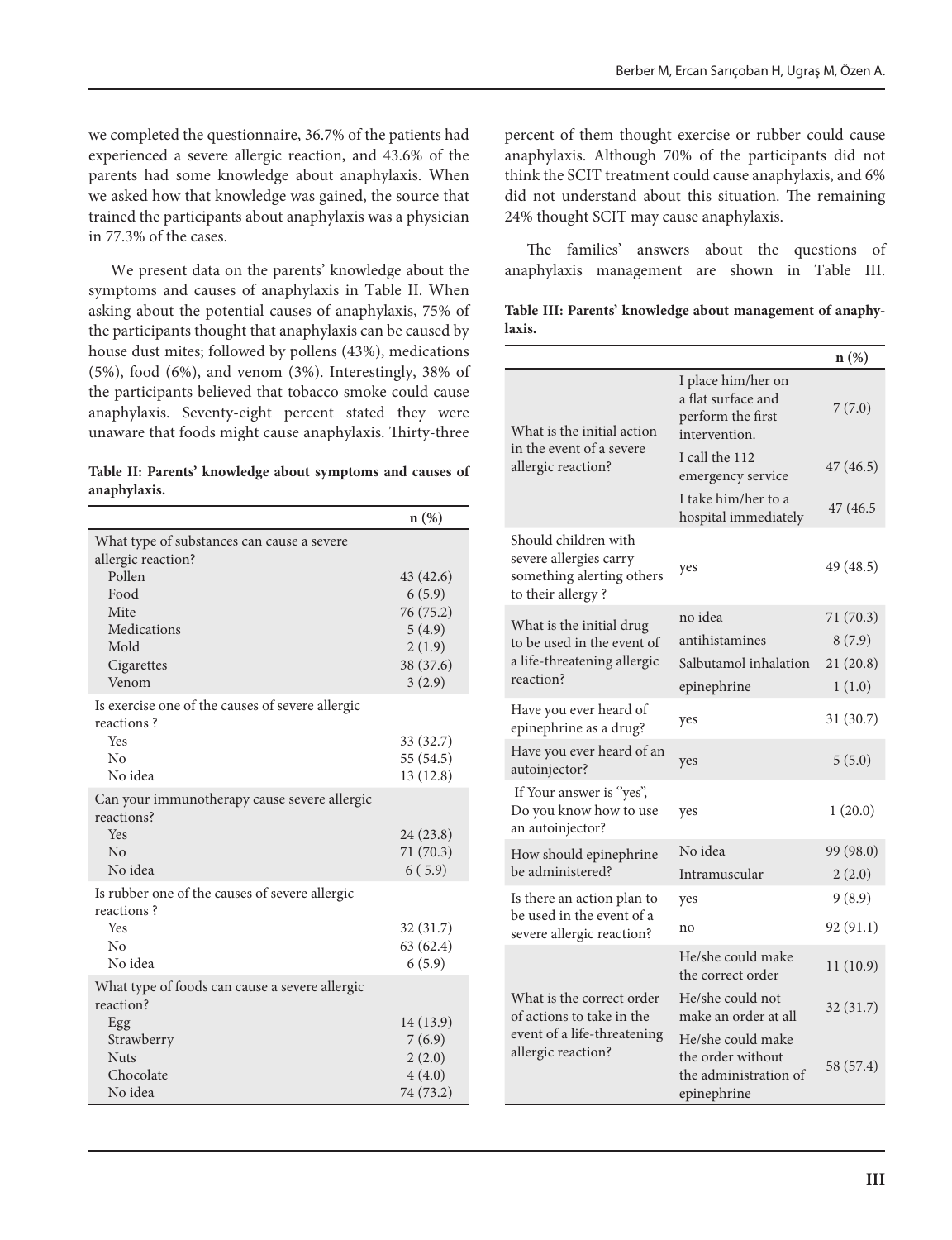we completed the questionnaire, 36.7% of the patients had experienced a severe allergic reaction, and 43.6% of the parents had some knowledge about anaphylaxis. When we asked how that knowledge was gained, the source that trained the participants about anaphylaxis was a physician in 77.3% of the cases.

We present data on the parents' knowledge about the symptoms and causes of anaphylaxis in Table II. When asking about the potential causes of anaphylaxis, 75% of the participants thought that anaphylaxis can be caused by house dust mites; followed by pollens (43%), medications (5%), food (6%), and venom (3%). Interestingly, 38% of the participants believed that tobacco smoke could cause anaphylaxis. Seventy-eight percent stated they were unaware that foods might cause anaphylaxis. Thirty-three percent of them thought exercise or rubber could cause anaphylaxis. Although 70% of the participants did not think the SCIT treatment could cause anaphylaxis, and 6% did not understand about this situation. The remaining 24% thought SCIT may cause anaphylaxis.

**Table II: Parents' knowledge about symptoms and causes of anaphylaxis.**

| | n (%) |
|---|---|
| What type of substances can cause a severe allergic reaction? | |
| Pollen | 43 (42.6) |
| Food | 6 (5.9) |
| Mite | 76 (75.2) |
| Medications | 5 (4.9) |
| Mold | 2 (1.9) |
| Cigarettes | 38 (37.6) |
| Venom | 3 (2.9) |
| Is exercise one of the causes of severe allergic reactions ? | |
| Yes | 33 (32.7) |
| No | 55 (54.5) |
| No idea | 13 (12.8) |
| Can your immunotherapy cause severe allergic reactions? | |
| Yes | 24 (23.8) |
| No | 71 (70.3) |
| No idea | 6 ( 5.9) |
| Is rubber one of the causes of severe allergic reactions ? | |
| Yes | 32 (31.7) |
| No | 63 (62.4) |
| No idea | 6 (5.9) |
| What type of foods can cause a severe allergic reaction? | |
| Egg | 14 (13.9) |
| Strawberry | 7 (6.9) |
| Nuts | 2 (2.0) |
| Chocolate | 4 (4.0) |
| No idea | 74 (73.2) |

The families' answers about the questions of anaphylaxis management are shown in Table III.

**Table III: Parents' knowledge about management of anaphylaxis.**

| | | n (%) |
|---|---|---|
| What is the initial action in the event of a severe allergic reaction? | I place him/her on a flat surface and perform the first intervention. | 7 (7.0) |
| | I call the 112 emergency service | 47 (46.5) |
| | I take him/her to a hospital immediately | 47 (46.5 |
| Should children with severe allergies carry something alerting others to their allergy ? | yes | 49 (48.5) |
| What is the initial drug to be used in the event of a life-threatening allergic reaction? | no idea | 71 (70.3) |
| | antihistamines | 8 (7.9) |
| | Salbutamol inhalation | 21 (20.8) |
| | epinephrine | 1 (1.0) |
| Have you ever heard of epinephrine as a drug? | yes | 31 (30.7) |
| Have you ever heard of an autoinjector? | yes | 5 (5.0) |
| If Your answer is ''yes", Do you know how to use an autoinjector? | yes | 1 (20.0) |
| How should epinephrine be administered? | No idea | 99 (98.0) |
| | Intramuscular | 2 (2.0) |
| Is there an action plan to be used in the event of a severe allergic reaction? | yes | 9 (8.9) |
| | no | 92 (91.1) |
| What is the correct order of actions to take in the event of a life-threatening allergic reaction? | He/she could make the correct order | 11 (10.9) |
| | He/she could not make an order at all | 32 (31.7) |
| | He/she could make the order without the administration of epinephrine | 58 (57.4) |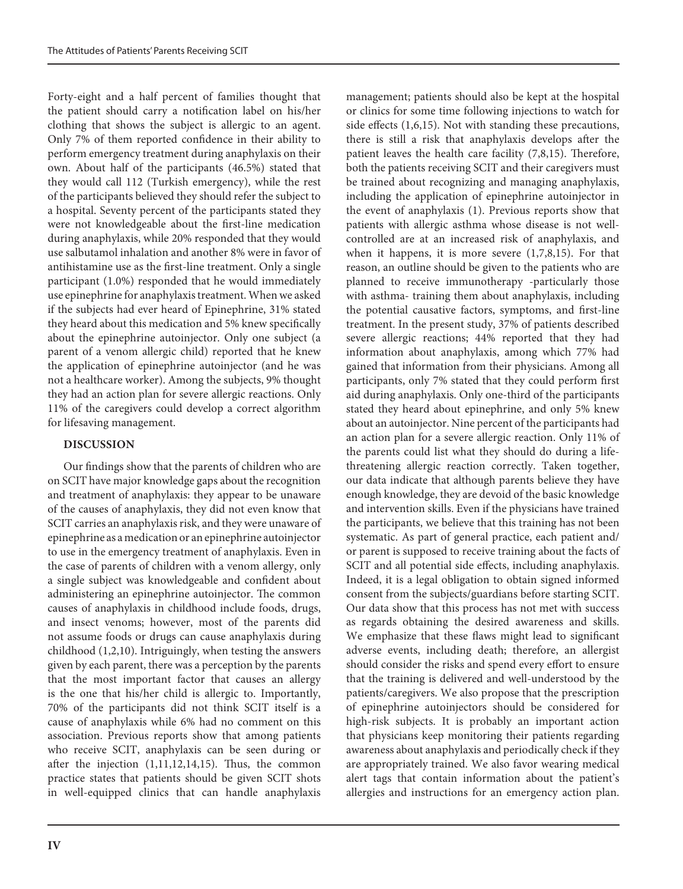Forty-eight and a half percent of families thought that the patient should carry a notification label on his/her clothing that shows the subject is allergic to an agent. Only 7% of them reported confidence in their ability to perform emergency treatment during anaphylaxis on their own. About half of the participants (46.5%) stated that they would call 112 (Turkish emergency), while the rest of the participants believed they should refer the subject to a hospital. Seventy percent of the participants stated they were not knowledgeable about the first-line medication during anaphylaxis, while 20% responded that they would use salbutamol inhalation and another 8% were in favor of antihistamine use as the first-line treatment. Only a single participant (1.0%) responded that he would immediately use epinephrine for anaphylaxis treatment. When we asked if the subjects had ever heard of Epinephrine, 31% stated they heard about this medication and 5% knew specifically about the epinephrine autoinjector. Only one subject (a parent of a venom allergic child) reported that he knew the application of epinephrine autoinjector (and he was not a healthcare worker). Among the subjects, 9% thought they had an action plan for severe allergic reactions. Only 11% of the caregivers could develop a correct algorithm for lifesaving management.

## DISCUSSION

Our findings show that the parents of children who are on SCIT have major knowledge gaps about the recognition and treatment of anaphylaxis: they appear to be unaware of the causes of anaphylaxis, they did not even know that SCIT carries an anaphylaxis risk, and they were unaware of epinephrine as a medication or an epinephrine autoinjector to use in the emergency treatment of anaphylaxis. Even in the case of parents of children with a venom allergy, only a single subject was knowledgeable and confident about administering an epinephrine autoinjector. The common causes of anaphylaxis in childhood include foods, drugs, and insect venoms; however, most of the parents did not assume foods or drugs can cause anaphylaxis during childhood (1,2,10). Intriguingly, when testing the answers given by each parent, there was a perception by the parents that the most important factor that causes an allergy is the one that his/her child is allergic to. Importantly, 70% of the participants did not think SCIT itself is a cause of anaphylaxis while 6% had no comment on this association. Previous reports show that among patients who receive SCIT, anaphylaxis can be seen during or after the injection (1,11,12,14,15). Thus, the common practice states that patients should be given SCIT shots in well-equipped clinics that can handle anaphylaxis management; patients should also be kept at the hospital or clinics for some time following injections to watch for side effects (1,6,15). Not with standing these precautions, there is still a risk that anaphylaxis develops after the patient leaves the health care facility (7,8,15). Therefore, both the patients receiving SCIT and their caregivers must be trained about recognizing and managing anaphylaxis, including the application of epinephrine autoinjector in the event of anaphylaxis (1). Previous reports show that patients with allergic asthma whose disease is not well-controlled are at an increased risk of anaphylaxis, and when it happens, it is more severe (1,7,8,15). For that reason, an outline should be given to the patients who are planned to receive immunotherapy -particularly those with asthma- training them about anaphylaxis, including the potential causative factors, symptoms, and first-line treatment. In the present study, 37% of patients described severe allergic reactions; 44% reported that they had information about anaphylaxis, among which 77% had gained that information from their physicians. Among all participants, only 7% stated that they could perform first aid during anaphylaxis. Only one-third of the participants stated they heard about epinephrine, and only 5% knew about an autoinjector. Nine percent of the participants had an action plan for a severe allergic reaction. Only 11% of the parents could list what they should do during a life-threatening allergic reaction correctly. Taken together, our data indicate that although parents believe they have enough knowledge, they are devoid of the basic knowledge and intervention skills. Even if the physicians have trained the participants, we believe that this training has not been systematic. As part of general practice, each patient and/or parent is supposed to receive training about the facts of SCIT and all potential side effects, including anaphylaxis. Indeed, it is a legal obligation to obtain signed informed consent from the subjects/guardians before starting SCIT. Our data show that this process has not met with success as regards obtaining the desired awareness and skills. We emphasize that these flaws might lead to significant adverse events, including death; therefore, an allergist should consider the risks and spend every effort to ensure that the training is delivered and well-understood by the patients/caregivers. We also propose that the prescription of epinephrine autoinjectors should be considered for high-risk subjects. It is probably an important action that physicians keep monitoring their patients regarding awareness about anaphylaxis and periodically check if they are appropriately trained. We also favor wearing medical alert tags that contain information about the patient's allergies and instructions for an emergency action plan.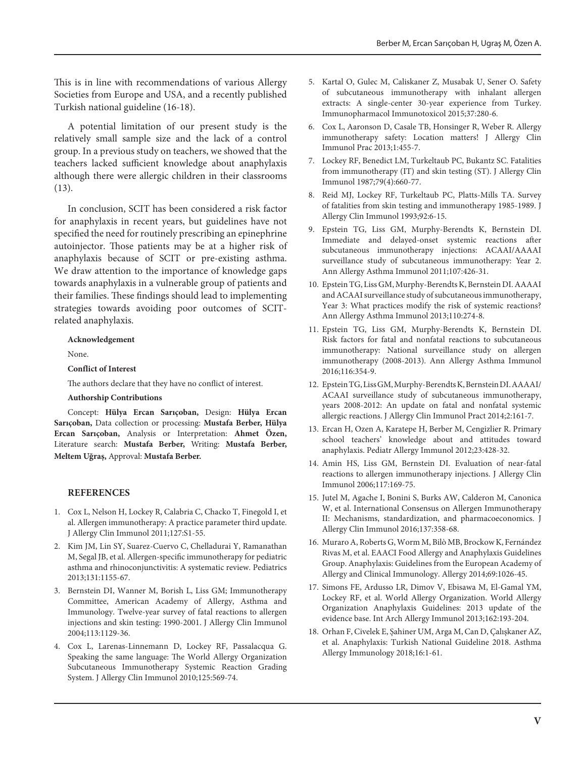This is in line with recommendations of various Allergy Societies from Europe and USA, and a recently published Turkish national guideline (16-18).

A potential limitation of our present study is the relatively small sample size and the lack of a control group. In a previous study on teachers, we showed that the teachers lacked sufficient knowledge about anaphylaxis although there were allergic children in their classrooms (13).

In conclusion, SCIT has been considered a risk factor for anaphylaxis in recent years, but guidelines have not specified the need for routinely prescribing an epinephrine autoinjector. Those patients may be at a higher risk of anaphylaxis because of SCIT or pre-existing asthma. We draw attention to the importance of knowledge gaps towards anaphylaxis in a vulnerable group of patients and their families. These findings should lead to implementing strategies towards avoiding poor outcomes of SCIT-related anaphylaxis.

**Acknowledgement**

None.

**Conflict of Interest**

The authors declare that they have no conflict of interest.

**Authorship Contributions**

Concept: **Hülya Ercan Sarıçoban,** Design: **Hülya Ercan Sarıçoban,** Data collection or processing: **Mustafa Berber, Hülya Ercan Sarıçoban,** Analysis or Interpretation: **Ahmet Özen,** Literature search: **Mustafa Berber,** Writing: **Mustafa Berber, Meltem Uğraş,** Approval: **Mustafa Berber.**

## REFERENCES

1. Cox L, Nelson H, Lockey R, Calabria C, Chacko T, Finegold I, et al. Allergen immunotherapy: A practice parameter third update. J Allergy Clin Immunol 2011;127:S1-55.
2. Kim JM, Lin SY, Suarez-Cuervo C, Chelladurai Y, Ramanathan M, Segal JB, et al. Allergen-specific immunotherapy for pediatric asthma and rhinoconjunctivitis: A systematic review. Pediatrics 2013;131:1155-67.
3. Bernstein DI, Wanner M, Borish L, Liss GM; Immunotherapy Committee, American Academy of Allergy, Asthma and Immunology. Twelve-year survey of fatal reactions to allergen injections and skin testing: 1990-2001. J Allergy Clin Immunol 2004;113:1129-36.
4. Cox L, Larenas-Linnemann D, Lockey RF, Passalacqua G. Speaking the same language: The World Allergy Organization Subcutaneous Immunotherapy Systemic Reaction Grading System. J Allergy Clin Immunol 2010;125:569-74.
5. Kartal O, Gulec M, Caliskaner Z, Musabak U, Sener O. Safety of subcutaneous immunotherapy with inhalant allergen extracts: A single-center 30-year experience from Turkey. Immunopharmacol Immunotoxicol 2015;37:280-6.
6. Cox L, Aaronson D, Casale TB, Honsinger R, Weber R. Allergy immunotherapy safety: Location matters! J Allergy Clin Immunol Prac 2013;1:455-7.
7. Lockey RF, Benedict LM, Turkeltaub PC, Bukantz SC. Fatalities from immunotherapy (IT) and skin testing (ST). J Allergy Clin Immunol 1987;79(4):660-77.
8. Reid MJ, Lockey RF, Turkeltaub PC, Platts-Mills TA. Survey of fatalities from skin testing and immunotherapy 1985-1989. J Allergy Clin Immunol 1993;92:6-15.
9. Epstein TG, Liss GM, Murphy-Berendts K, Bernstein DI. Immediate and delayed-onset systemic reactions after subcutaneous immunotherapy injections: ACAAI/AAAAI surveillance study of subcutaneous immunotherapy: Year 2. Ann Allergy Asthma Immunol 2011;107:426-31.
10. Epstein TG, Liss GM, Murphy-Berendts K, Bernstein DI. AAAAI and ACAAI surveillance study of subcutaneous immunotherapy, Year 3: What practices modify the risk of systemic reactions? Ann Allergy Asthma Immunol 2013;110:274-8.
11. Epstein TG, Liss GM, Murphy-Berendts K, Bernstein DI. Risk factors for fatal and nonfatal reactions to subcutaneous immunotherapy: National surveillance study on allergen immunotherapy (2008-2013). Ann Allergy Asthma Immunol 2016;116:354-9.
12. Epstein TG, Liss GM, Murphy-Berendts K, Bernstein DI. AAAAI/ACAAI surveillance study of subcutaneous immunotherapy, years 2008-2012: An update on fatal and nonfatal systemic allergic reactions. J Allergy Clin Immunol Pract 2014;2:161-7.
13. Ercan H, Ozen A, Karatepe H, Berber M, Cengizlier R. Primary school teachers' knowledge about and attitudes toward anaphylaxis. Pediatr Allergy Immunol 2012;23:428-32.
14. Amin HS, Liss GM, Bernstein DI. Evaluation of near-fatal reactions to allergen immunotherapy injections. J Allergy Clin Immunol 2006;117:169-75.
15. Jutel M, Agache I, Bonini S, Burks AW, Calderon M, Canonica W, et al. International Consensus on Allergen Immunotherapy II: Mechanisms, standardization, and pharmacoeconomics. J Allergy Clin Immunol 2016;137:358-68.
16. Muraro A, Roberts G, Worm M, Bilò MB, Brockow K, Fernández Rivas M, et al. EAACI Food Allergy and Anaphylaxis Guidelines Group. Anaphylaxis: Guidelines from the European Academy of Allergy and Clinical Immunology. Allergy 2014;69:1026-45.
17. Simons FE, Ardusso LR, Dimov V, Ebisawa M, El-Gamal YM, Lockey RF, et al. World Allergy Organization. World Allergy Organization Anaphylaxis Guidelines: 2013 update of the evidence base. Int Arch Allergy Immunol 2013;162:193-204.
18. Orhan F, Civelek E, Şahiner UM, Arga M, Can D, Çalışkaner AZ, et al. Anaphylaxis: Turkish National Guideline 2018. Asthma Allergy Immunology 2018;16:1-61.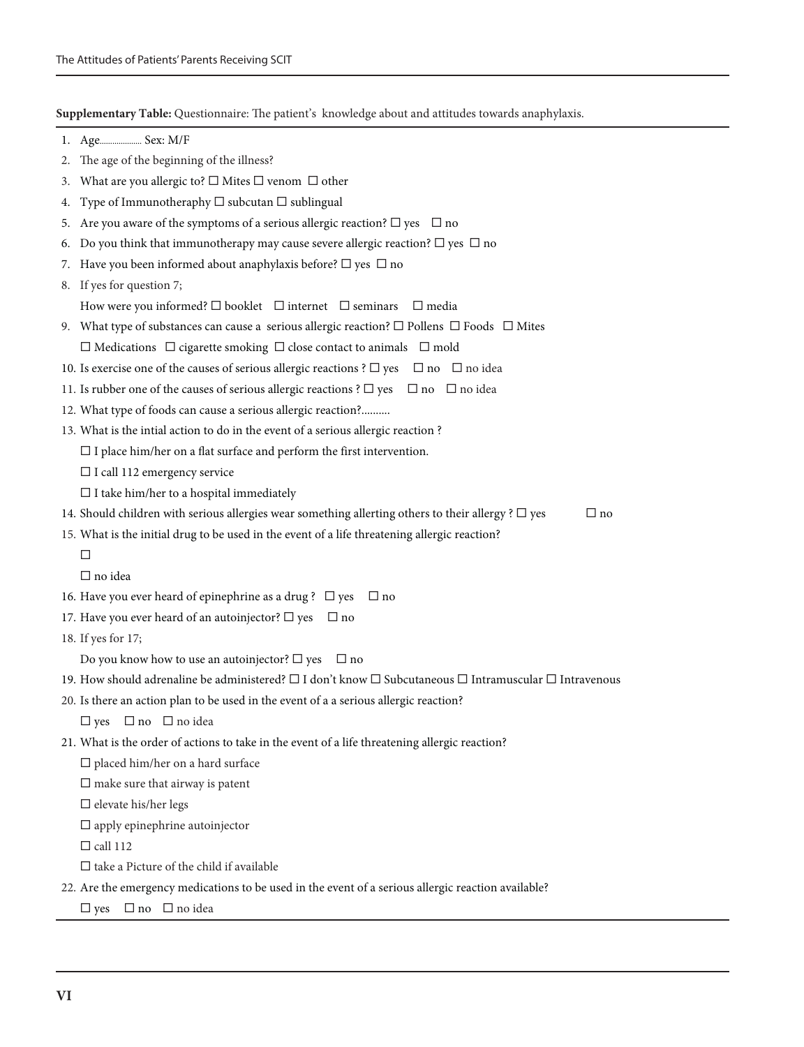**Supplementary Table:** Questionnaire: The patient's knowledge about and attitudes towards anaphylaxis.

1. Age.................... Sex: M/F
2. The age of the beginning of the illness?
3. What are you allergic to? ☐ Mites ☐ venom ☐ other
4. Type of Immunotheraphy ☐ subcutan ☐ sublingual
5. Are you aware of the symptoms of a serious allergic reaction? ☐ yes ☐ no
6. Do you think that immunotherapy may cause severe allergic reaction? ☐ yes ☐ no
7. Have you been informed about anaphylaxis before? ☐ yes ☐ no
8. If yes for question 7;
   How were you informed? ☐ booklet ☐ internet ☐ seminars ☐ media
9. What type of substances can cause a serious allergic reaction? ☐ Pollens ☐ Foods ☐ Mites
   ☐ Medications ☐ cigarette smoking ☐ close contact to animals ☐ mold
10. Is exercise one of the causes of serious allergic reactions ? ☐ yes ☐ no ☐ no idea
11. Is rubber one of the causes of serious allergic reactions ? ☐ yes ☐ no ☐ no idea
12. What type of foods can cause a serious allergic reaction?..........
13. What is the intial action to do in the event of a serious allergic reaction ?
    ☐ I place him/her on a flat surface and perform the first intervention.
    ☐ I call 112 emergency service
    ☐ I take him/her to a hospital immediately
14. Should children with serious allergies wear something allerting others to their allergy ? ☐ yes ☐ no
15. What is the initial drug to be used in the event of a life threatening allergic reaction?
    ☐
    ☐ no idea
16. Have you ever heard of epinephrine as a drug ? ☐ yes ☐ no
17. Have you ever heard of an autoinjector? ☐ yes ☐ no
18. If yes for 17;
    Do you know how to use an autoinjector? ☐ yes ☐ no
19. How should adrenaline be administered? ☐ I don't know ☐ Subcutaneous ☐ Intramuscular ☐ Intravenous
20. Is there an action plan to be used in the event of a a serious allergic reaction?
    ☐ yes ☐ no ☐ no idea
21. What is the order of actions to take in the event of a life threatening allergic reaction?
    ☐ placed him/her on a hard surface
    ☐ make sure that airway is patent
    ☐ elevate his/her legs
    ☐ apply epinephrine autoinjector
    ☐ call 112
    ☐ take a Picture of the child if available
22. Are the emergency medications to be used in the event of a serious allergic reaction available?
    ☐ yes ☐ no ☐ no idea